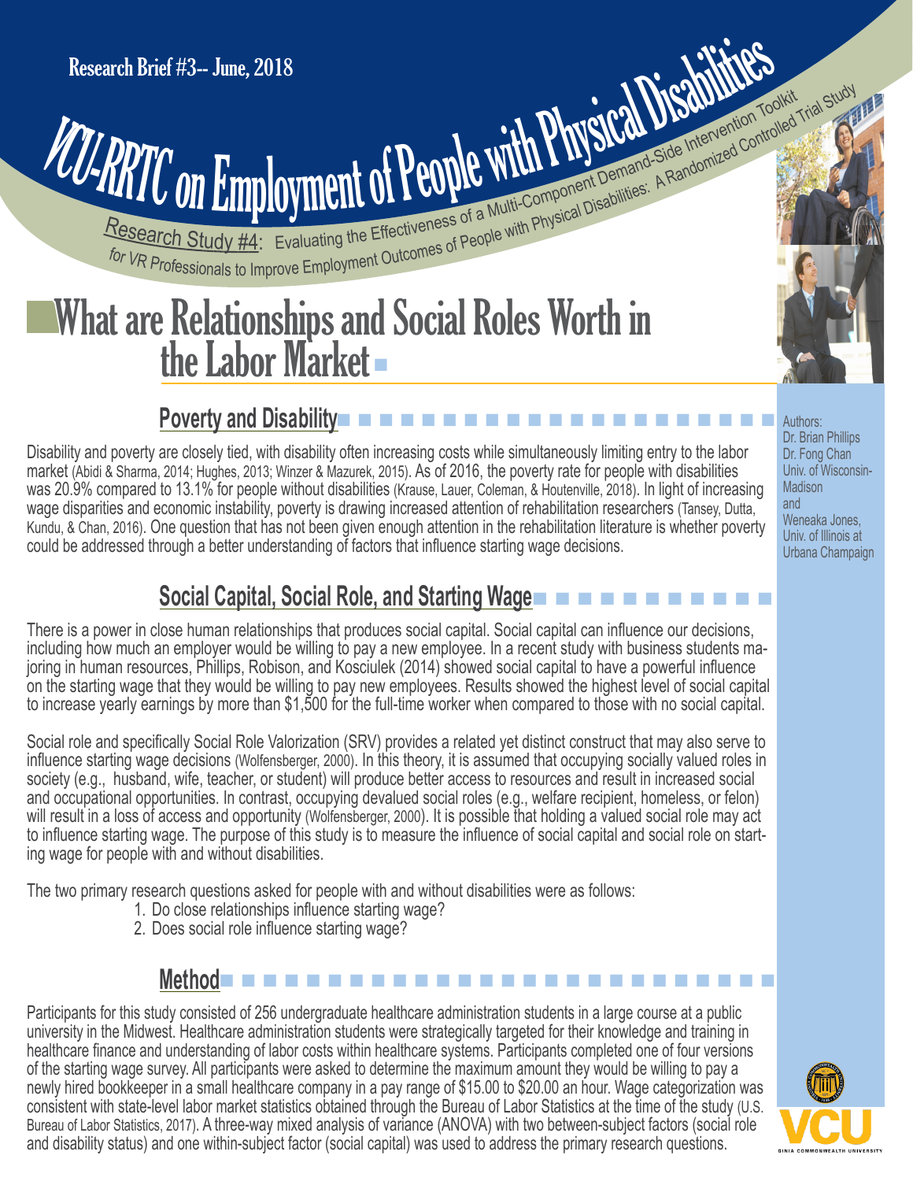Research Brief #3-- June, 2018

# VCU-RRTC on Employment of People with Physical Disabilities

Research Study #4: Evaluating the Effectiveness of a Multi-Component Demand-Side Intervention Toolkit for VR Professionals to Improve Employment Outcomes of People with Physical Disabilities: A Randomized Controlled Trial Study

# What are Relationships and Social Roles Worth in the Labor Market

Authors:
Dr. Brian Phillips
Dr. Fong Chan
Univ. of Wisconsin-Madison
and
Weneaka Jones,
Univ. of Illinois at Urbana Champaign

## Poverty and Disability

Disability and poverty are closely tied, with disability often increasing costs while simultaneously limiting entry to the labor market (Abidi & Sharma, 2014; Hughes, 2013; Winzer & Mazurek, 2015). As of 2016, the poverty rate for people with disabilities was 20.9% compared to 13.1% for people without disabilities (Krause, Lauer, Coleman, & Houtenville, 2018). In light of increasing wage disparities and economic instability, poverty is drawing increased attention of rehabilitation researchers (Tansey, Dutta, Kundu, & Chan, 2016). One question that has not been given enough attention in the rehabilitation literature is whether poverty could be addressed through a better understanding of factors that influence starting wage decisions.

## Social Capital, Social Role, and Starting Wage

There is a power in close human relationships that produces social capital. Social capital can influence our decisions, including how much an employer would be willing to pay a new employee. In a recent study with business students majoring in human resources, Phillips, Robison, and Kosciulek (2014) showed social capital to have a powerful influence on the starting wage that they would be willing to pay new employees. Results showed the highest level of social capital to increase yearly earnings by more than $1,500 for the full-time worker when compared to those with no social capital.

Social role and specifically Social Role Valorization (SRV) provides a related yet distinct construct that may also serve to influence starting wage decisions (Wolfensberger, 2000). In this theory, it is assumed that occupying socially valued roles in society (e.g., husband, wife, teacher, or student) will produce better access to resources and result in increased social and occupational opportunities. In contrast, occupying devalued social roles (e.g., welfare recipient, homeless, or felon) will result in a loss of access and opportunity (Wolfensberger, 2000). It is possible that holding a valued social role may act to influence starting wage. The purpose of this study is to measure the influence of social capital and social role on starting wage for people with and without disabilities.

The two primary research questions asked for people with and without disabilities were as follows:

1. Do close relationships influence starting wage?
2. Does social role influence starting wage?

## Method

Participants for this study consisted of 256 undergraduate healthcare administration students in a large course at a public university in the Midwest. Healthcare administration students were strategically targeted for their knowledge and training in healthcare finance and understanding of labor costs within healthcare systems. Participants completed one of four versions of the starting wage survey. All participants were asked to determine the maximum amount they would be willing to pay a newly hired bookkeeper in a small healthcare company in a pay range of $15.00 to $20.00 an hour. Wage categorization was consistent with state-level labor market statistics obtained through the Bureau of Labor Statistics at the time of the study (U.S. Bureau of Labor Statistics, 2017). A three-way mixed analysis of variance (ANOVA) with two between-subject factors (social role and disability status) and one within-subject factor (social capital) was used to address the primary research questions.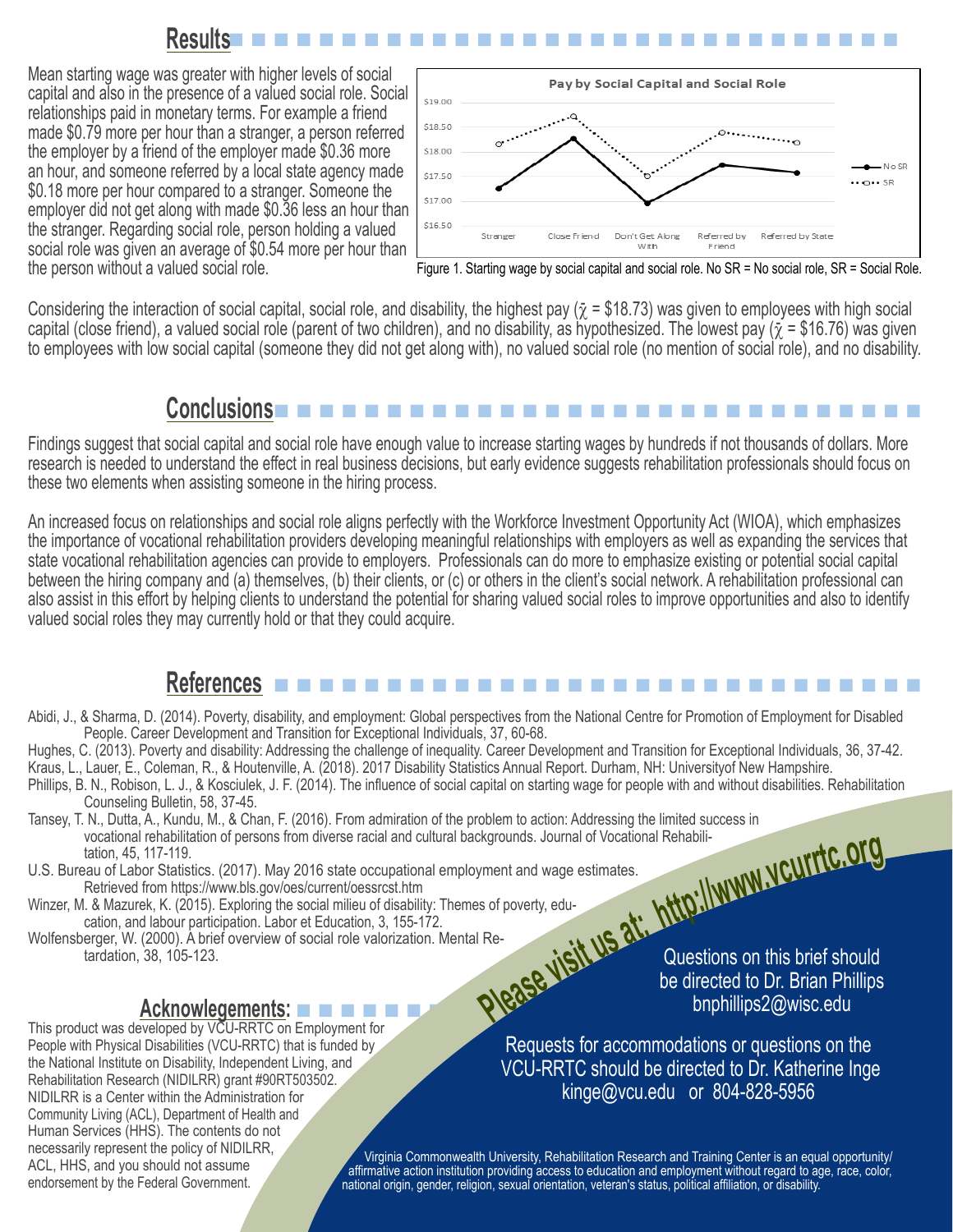## Results

Mean starting wage was greater with higher levels of social capital and also in the presence of a valued social role. Social relationships paid in monetary terms. For example a friend made $0.79 more per hour than a stranger, a person referred the employer by a friend of the employer made $0.36 more an hour, and someone referred by a local state agency made $0.18 more per hour compared to a stranger. Someone the employer did not get along with made $0.36 less an hour than the stranger. Regarding social role, person holding a valued social role was given an average of $0.54 more per hour than the person without a valued social role.

Pay by Social Capital and Social Role

$19.00
$18.50
$18.00
$17.50
$17.00
$16.50

Stranger
Close Friend
Don't Get Along With
Referred by Friend
Referred by State

No SR
SR

Figure 1. Starting wage by social capital and social role. No SR = No social role, SR = Social Role.

Considering the interaction of social capital, social role, and disability, the highest pay ($\bar{\chi}$ = $18.73) was given to employees with high social capital (close friend), a valued social role (parent of two children), and no disability, as hypothesized. The lowest pay ($\bar{\chi}$ = $16.76) was given to employees with low social capital (someone they did not get along with), no valued social role (no mention of social role), and no disability.

## Conclusions

Findings suggest that social capital and social role have enough value to increase starting wages by hundreds if not thousands of dollars. More research is needed to understand the effect in real business decisions, but early evidence suggests rehabilitation professionals should focus on these two elements when assisting someone in the hiring process.

An increased focus on relationships and social role aligns perfectly with the Workforce Investment Opportunity Act (WIOA), which emphasizes the importance of vocational rehabilitation providers developing meaningful relationships with employers as well as expanding the services that state vocational rehabilitation agencies can provide to employers. Professionals can do more to emphasize existing or potential social capital between the hiring company and (a) themselves, (b) their clients, or (c) or others in the client's social network. A rehabilitation professional can also assist in this effort by helping clients to understand the potential for sharing valued social roles to improve opportunities and also to identify valued social roles they may currently hold or that they could acquire.

## References

Abidi, J., & Sharma, D. (2014). Poverty, disability, and employment: Global perspectives from the National Centre for Promotion of Employment for Disabled People. Career Development and Transition for Exceptional Individuals, 37, 60-68.

Hughes, C. (2013). Poverty and disability: Addressing the challenge of inequality. Career Development and Transition for Exceptional Individuals, 36, 37-42.

Kraus, L., Lauer, E., Coleman, R., & Houtenville, A. (2018). 2017 Disability Statistics Annual Report. Durham, NH: Universityof New Hampshire.

Phillips, B. N., Robison, L. J., & Kosciulek, J. F. (2014). The influence of social capital on starting wage for people with and without disabilities. Rehabilitation Counseling Bulletin, 58, 37-45.

Tansey, T. N., Dutta, A., Kundu, M., & Chan, F. (2016). From admiration of the problem to action: Addressing the limited success in vocational rehabilitation of persons from diverse racial and cultural backgrounds. Journal of Vocational Rehabilitation, 45, 117-119.

U.S. Bureau of Labor Statistics. (2017). May 2016 state occupational employment and wage estimates. Retrieved from https://www.bls.gov/oes/current/oessrcst.htm

Winzer, M. & Mazurek, K. (2015). Exploring the social milieu of disability: Themes of poverty, education, and labour participation. Labor et Education, 3, 155-172.

Wolfensberger, W. (2000). A brief overview of social role valorization. Mental Retardation, 38, 105-123.

## Acknowlegements:

This product was developed by VCU-RRTC on Employment for People with Physical Disabilities (VCU-RRTC) that is funded by the National Institute on Disability, Independent Living, and Rehabilitation Research (NIDILRR) grant #90RT503502. NIDILRR is a Center within the Administration for Community Living (ACL), Department of Health and Human Services (HHS). The contents do not necessarily represent the policy of NIDILRR, ACL, HHS, and you should not assume endorsement by the Federal Government.

**Please visit us at: http://www.vcurrtc.org**

Questions on this brief should be directed to Dr. Brian Phillips bnphillips2@wisc.edu

Requests for accommodations or questions on the VCU-RRTC should be directed to Dr. Katherine Inge kinge@vcu.edu or 804-828-5956

Virginia Commonwealth University, Rehabilitation Research and Training Center is an equal opportunity/ affirmative action institution providing access to education and employment without regard to age, race, color, national origin, gender, religion, sexual orientation, veteran's status, political affiliation, or disability.